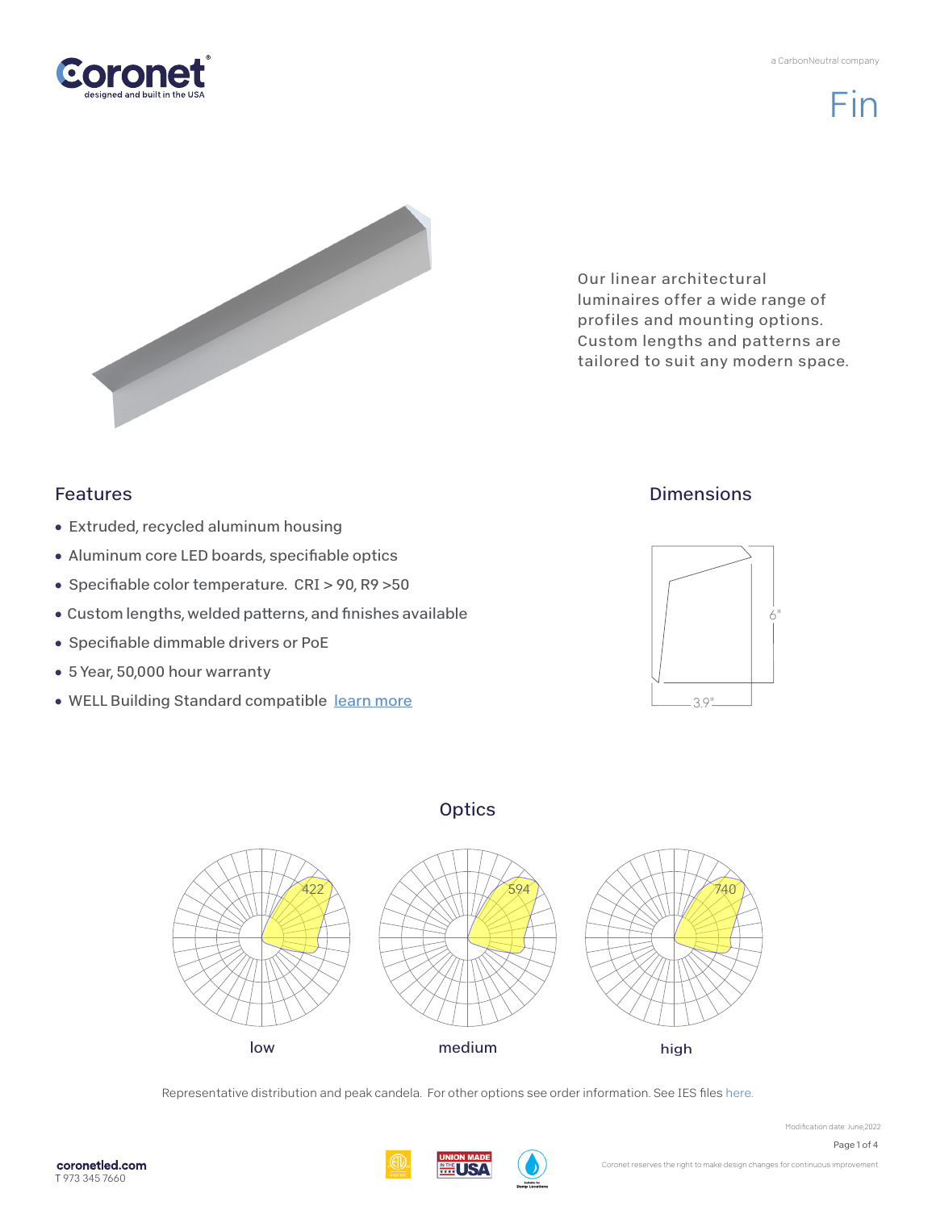# Fin

Our linear architectural luminaires offer a wide range of profiles and mounting options. Custom lengths and patterns are tailored to suit any modern space.

## Features

- Extruded, recycled aluminum housing
- Aluminum core LED boards, specifiable optics
- Specifiable color temperature. CRI > 90, R9 >50
- Custom lengths, welded patterns, and finishes available
- Specifiable dimmable drivers or PoE
- 5 Year, 50,000 hour warranty
- WELL Building Standard compatible learn more

## Dimensions

6"

3.9"

## Optics

| low | medium | high |
|---|---|---|
| 422 | 594 | 740 |

Representative distribution and peak candela. For other options see order information. See IES files here.

coronetled.com
T 973 345 7660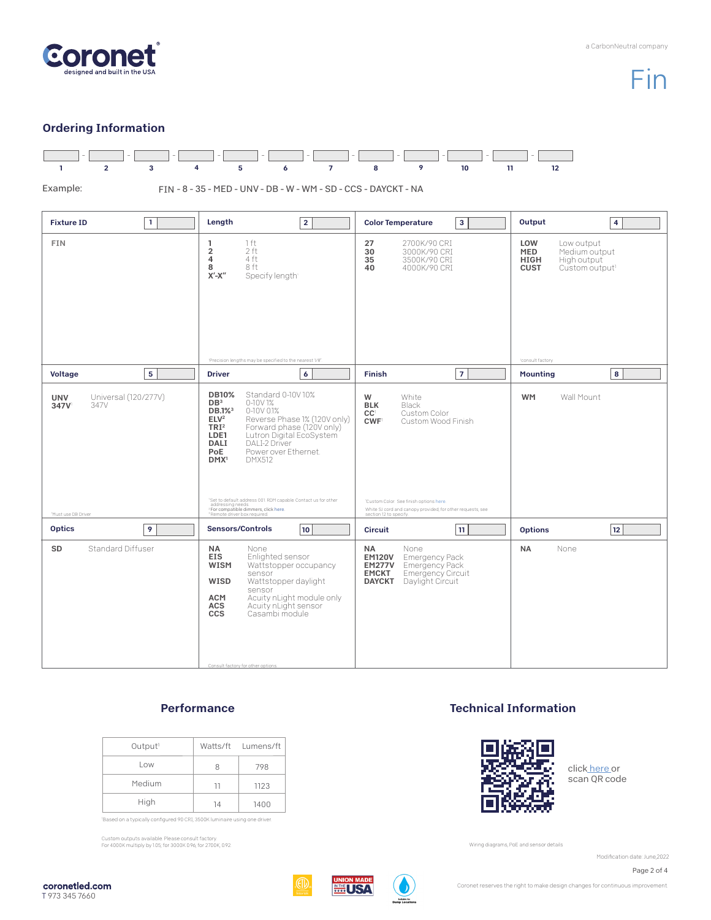Coronet®
designed and built in the USA

a CarbonNeutral company

# Fin

## Ordering Information

| 1 | 2 | 3 | 4 | 5 | 6 | 7 | 8 | 9 | 10 | 11 | 12 |
|---|---|---|---|---|---|---|---|---|---|---|---|
| | | | | | | | | | | | |

Example: FIN - 8 - 35 - MED - UNV - DB - W - WM - SD - CCS - DAYCKT - NA

### Fixture ID [1]

**FIN**

### Length [2]

| Code | Description |
|---|---|
| **1** | 1 ft |
| **2** | 2 ft |
| **4** | 4 ft |
| **8** | 8 ft |
| **X'-X"** | Specify length[1] |

[1]Precision lengths may be specified to the nearest 1/8"

### Color Temperature [3]

| Code | Description |
|---|---|
| **27** | 2700K/90 CRI |
| **30** | 3000K/90 CRI |
| **35** | 3500K/90 CRI |
| **40** | 4000K/90 CRI |

### Output [4]

| Code | Description |
|---|---|
| **LOW** | Low output |
| **MED** | Medium output |
| **HIGH** | High output |
| **CUST** | Custom output[1] |

[1]consult factory

### Voltage [5]

| Code | Description |
|---|---|
| **UNV** | Universal (120/277V) |
| **347V**[1] | 347V |

[1]Must use DB Driver

### Driver [6]

| Code | Description |
|---|---|
| **DB10%** | Standard 0-10V 10% |
| **DB**[3] | 0-10V 1% |
| **DB.1%**[3] | 0-10V 0.1% |
| **ELV**[2] | Reverse Phase 1% (120V only) |
| **TRI**[2] | Forward phase (120V only) |
| **LDE1** | Lutron Digital EcoSystem |
| **DALI** | DALI-2 Driver |
| **PoE** | Power over Ethernet |
| **DMX**[1] | DMX512 |

[1]Set to default address 001. RDM capable. Contact us for other addressing needs.
[2]For compatible dimmers, click here.
[3]Remote driver box required

### Finish [7]

| Code | Description |
|---|---|
| **W** | White |
| **BLK** | Black |
| **CC**[1] | Custom Color |
| **CWF**[1] | Custom Wood Finish |

[1]Custom Color. See finish options here.
White SJ cord and canopy provided, for other requests, see section 12 to specify

### Mounting [8]

| Code | Description |
|---|---|
| **WM** | Wall Mount |

### Optics [9]

| Code | Description |
|---|---|
| **SD** | Standard Diffuser |

### Sensors/Controls [10]

| Code | Description |
|---|---|
| **NA** | None |
| **EIS** | Enlighted sensor |
| **WISM** | Wattstopper occupancy sensor |
| **WISD** | Wattstopper daylight sensor |
| **ACM** | Acuity nLight module only |
| **ACS** | Acuity nLight sensor |
| **CCS** | Casambi module |

Consult factory for other options

### Circuit [11]

| Code | Description |
|---|---|
| **NA** | None |
| **EM120V** | Emergency Pack |
| **EM277V** | Emergency Pack |
| **EMCKT** | Emergency Circuit |
| **DAYCKT** | Daylight Circuit |

### Options [12]

| Code | Description |
|---|---|
| **NA** | None |

## Performance

| Output[1] | Watts/ft | Lumens/ft |
|---|---|---|
| Low | 8 | 798 |
| Medium | 11 | 1123 |
| High | 14 | 1400 |

[1]Based on a typically configured 90 CRI, 3500K luminaire using one driver

Custom outputs available. Please consult factory.
For 4000K multiply by 1.05, for 3000K 0.96, for 2700K, 0.92

## Technical Information

click here or scan QR code

Wiring diagrams, PoE and sensor details

Modification date: June,2022

coronetled.com
T 973 345 7660

Coronet reserves the right to make design changes for continuous improvement.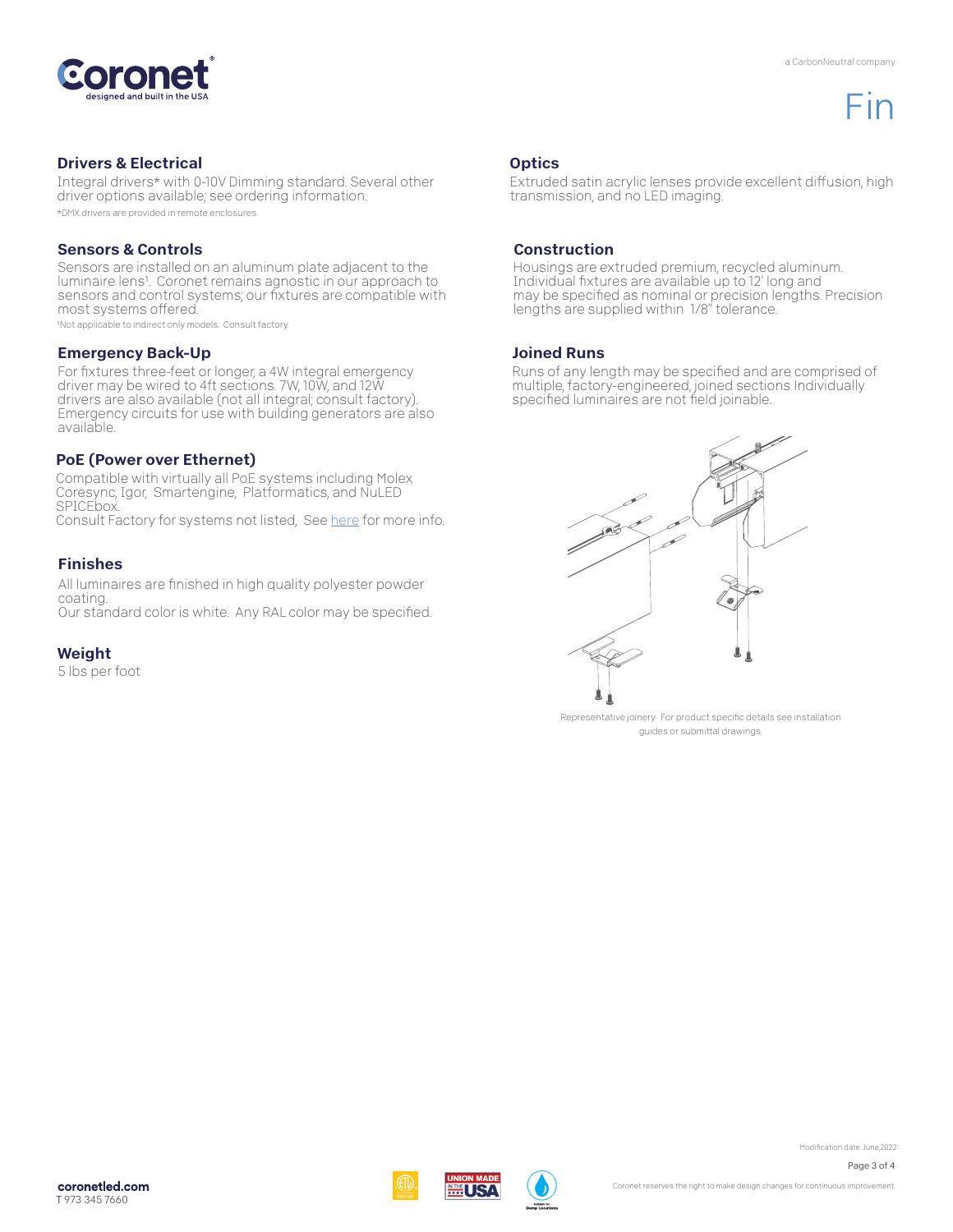a CarbonNeutral company

# Fin

## Drivers & Electrical

Integral drivers* with 0-10V Dimming standard. Several other driver options available; see ordering information.

*DMX drivers are provided in remote enclosures.

## Sensors & Controls

Sensors are installed on an aluminum plate adjacent to the luminaire lens[1]. Coronet remains agnostic in our approach to sensors and control systems; our fixtures are compatible with most systems offered.

[1]Not applicable to indirect only models. Consult factory.

## Emergency Back-Up

For fixtures three-feet or longer, a 4W integral emergency driver may be wired to 4ft sections. 7W, 10W, and 12W drivers are also available (not all integral; consult factory). Emergency circuits for use with building generators are also available.

## PoE (Power over Ethernet)

Compatible with virtually all PoE systems including Molex Coresync, Igor, Smartengine, Platformatics, and NuLED SPICEbox.
Consult Factory for systems not listed, See here for more info.

## Finishes

All luminaires are finished in high quality polyester powder coating.
Our standard color is white. Any RAL color may be specified.

## Weight

5 lbs per foot

## Optics

Extruded satin acrylic lenses provide excellent diffusion, high transmission, and no LED imaging.

## Construction

Housings are extruded premium, recycled aluminum. Individual fixtures are available up to 12' long and may be specified as nominal or precision lengths. Precision lengths are supplied within 1/8" tolerance.

## Joined Runs

Runs of any length may be specified and are comprised of multiple, factory-engineered, joined sections. Individually specified luminaires are not field joinable.

Representative joinery. For product specific details see installation guides or submittal drawings.

Modification date: June,2022

**coronetled.com**
T 973 345 7660

Coronet reserves the right to make design changes for continuous improvement.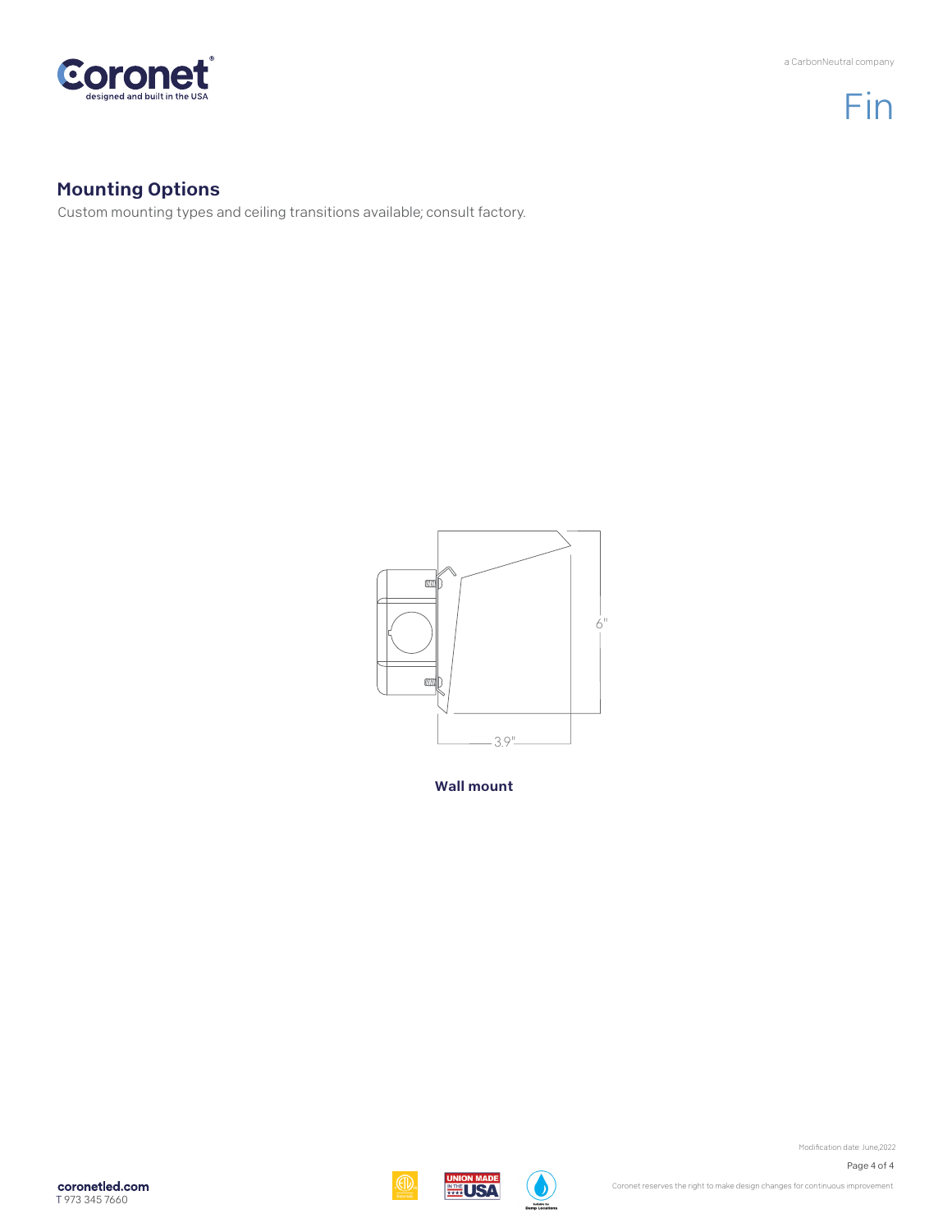## Mounting Options

Custom mounting types and ceiling transitions available; consult factory.

6"

3.9"

**Wall mount**